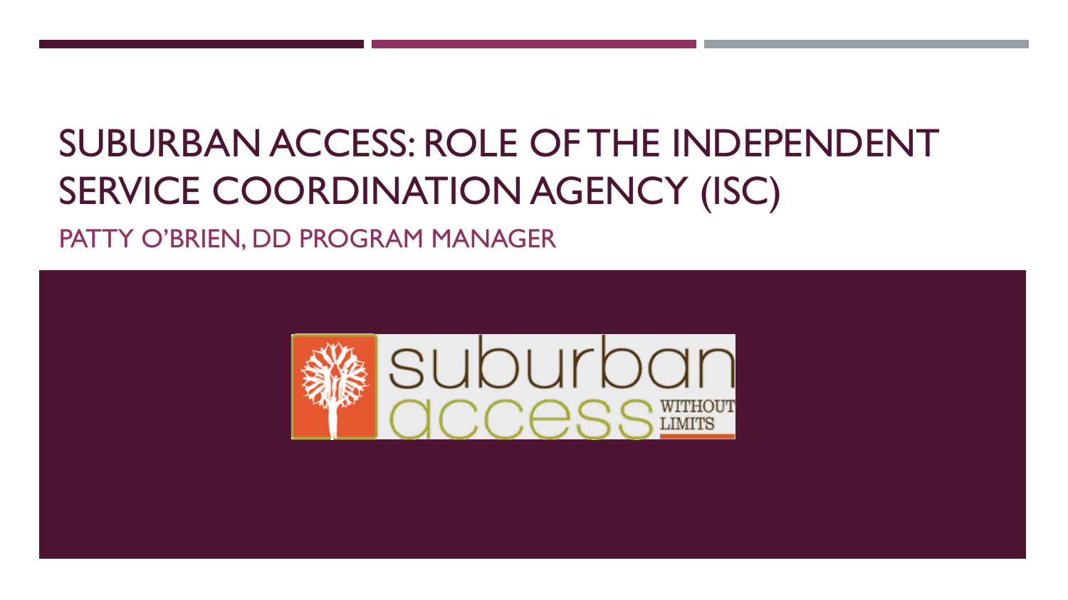# SUBURBAN ACCESS: ROLE OF THE INDEPENDENT SERVICE COORDINATION AGENCY (ISC)

## PATTY O'BRIEN, DD PROGRAM MANAGER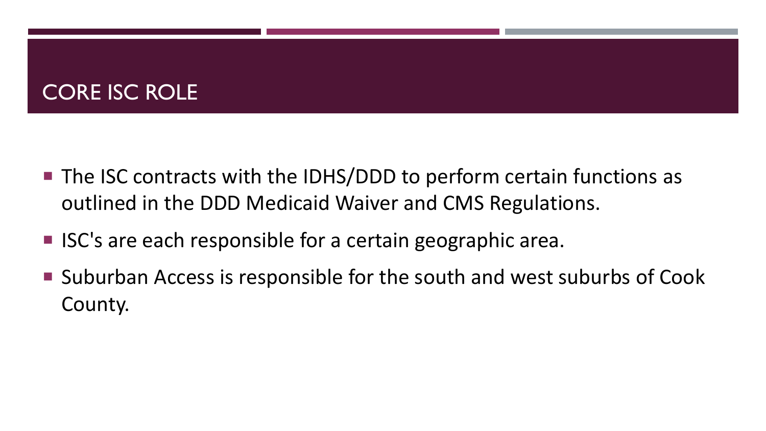# CORE ISC ROLE

- The ISC contracts with the IDHS/DDD to perform certain functions as outlined in the DDD Medicaid Waiver and CMS Regulations.
- ISC's are each responsible for a certain geographic area.
- Suburban Access is responsible for the south and west suburbs of Cook County.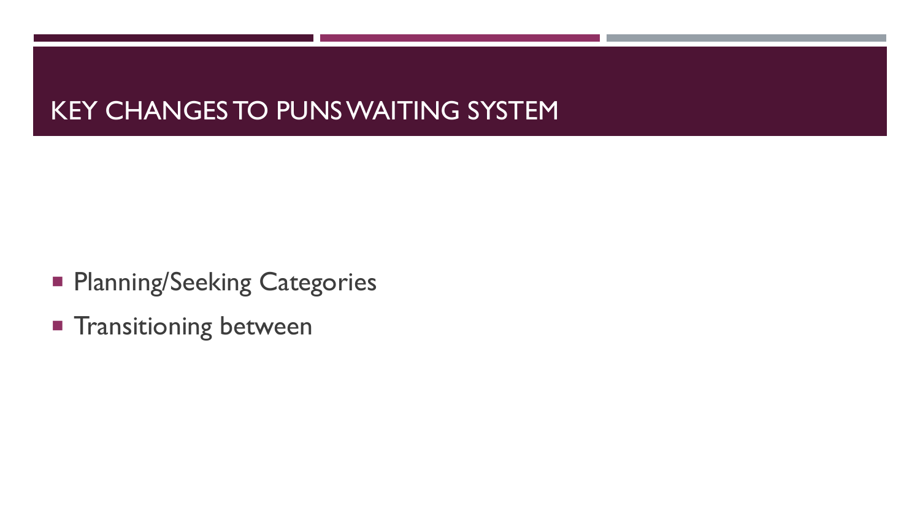# KEY CHANGES TO PUNS WAITING SYSTEM

- Planning/Seeking Categories
- Transitioning between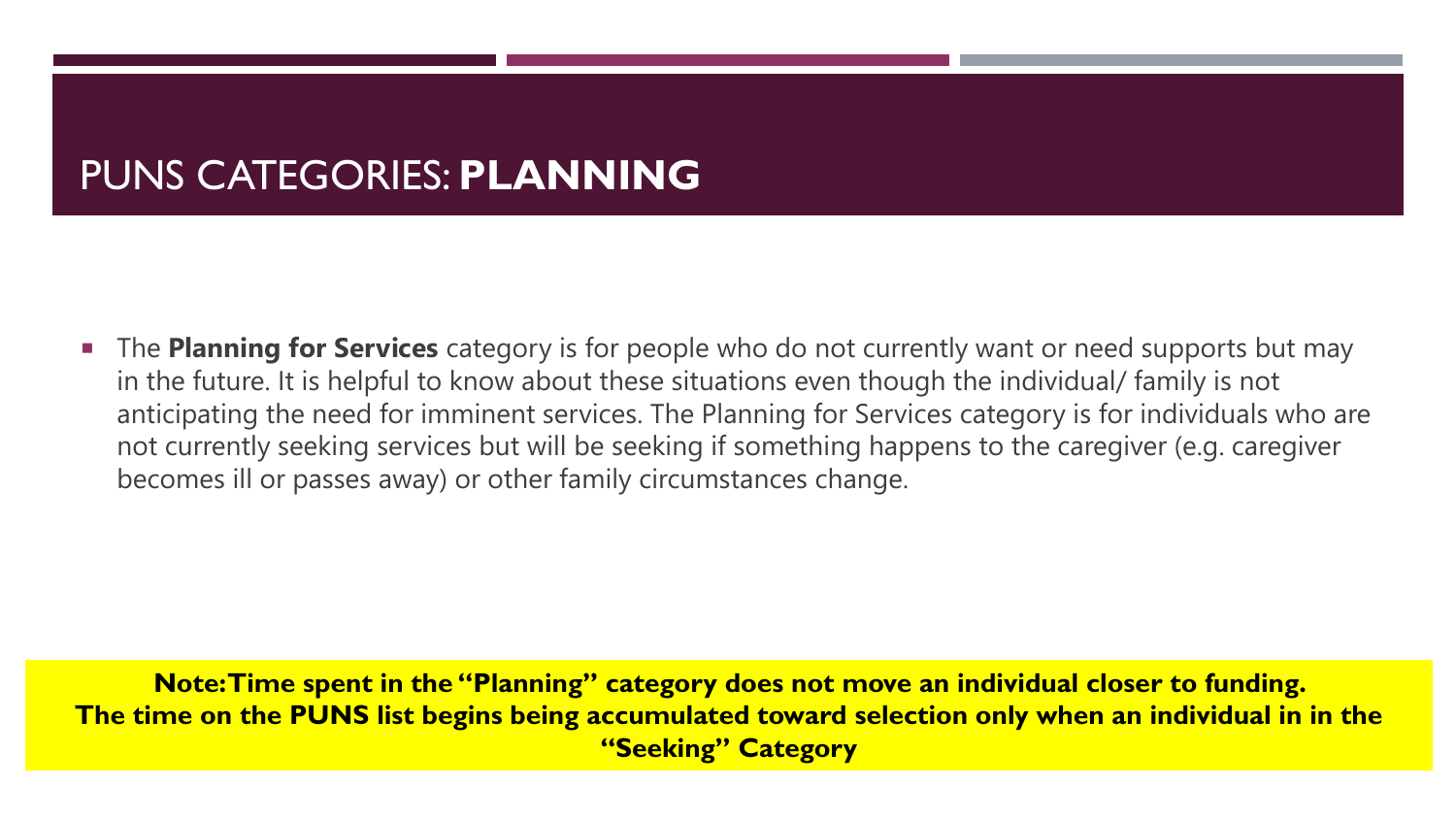# PUNS CATEGORIES: **PLANNING**

- The **Planning for Services** category is for people who do not currently want or need supports but may in the future. It is helpful to know about these situations even though the individual/ family is not anticipating the need for imminent services. The Planning for Services category is for individuals who are not currently seeking services but will be seeking if something happens to the caregiver (e.g. caregiver becomes ill or passes away) or other family circumstances change.

**Note: Time spent in the "Planning" category does not move an individual closer to funding. The time on the PUNS list begins being accumulated toward selection only when an individual in in the "Seeking" Category**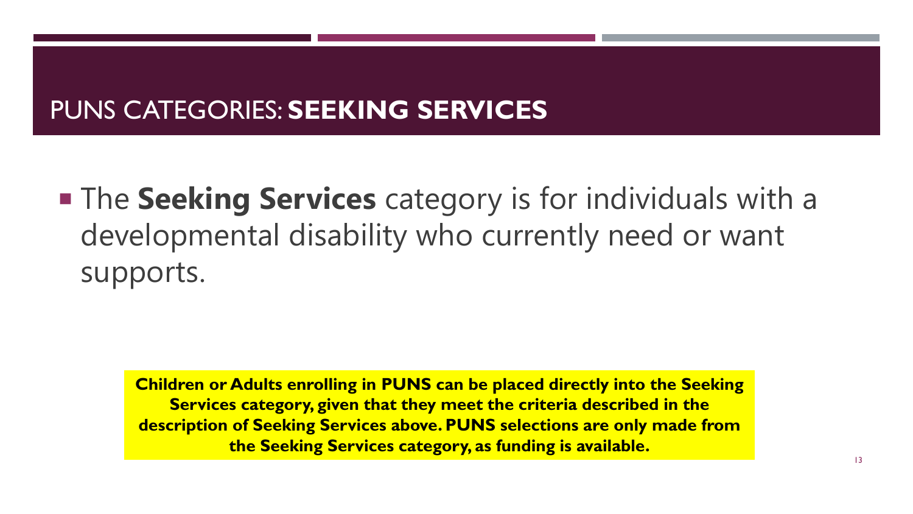# PUNS CATEGORIES: **SEEKING SERVICES**

- The **Seeking Services** category is for individuals with a developmental disability who currently need or want supports.

**Children or Adults enrolling in PUNS can be placed directly into the Seeking Services category, given that they meet the criteria described in the description of Seeking Services above. PUNS selections are only made from the Seeking Services category, as funding is available.**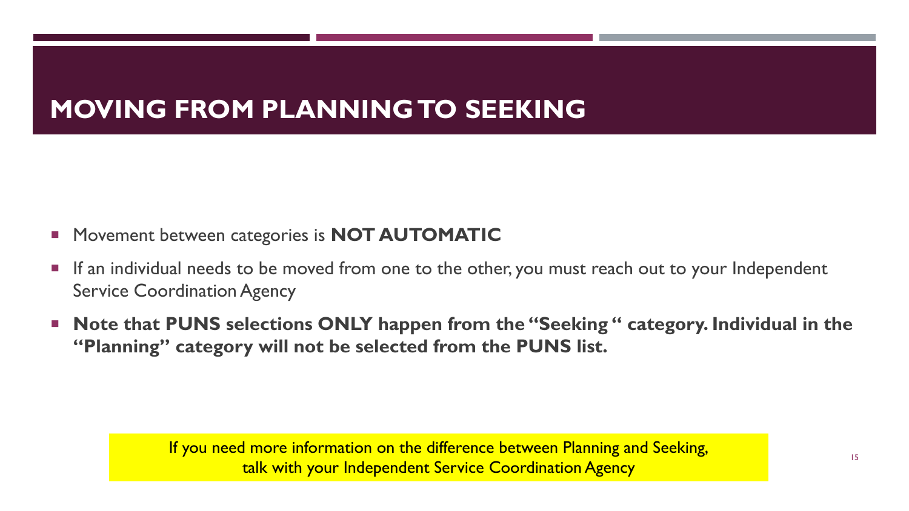# MOVING FROM PLANNING TO SEEKING

- Movement between categories is **NOT AUTOMATIC**
- If an individual needs to be moved from one to the other, you must reach out to your Independent Service Coordination Agency
- **Note that PUNS selections ONLY happen from the "Seeking " category. Individual in the "Planning" category will not be selected from the PUNS list.**

If you need more information on the difference between Planning and Seeking, talk with your Independent Service Coordination Agency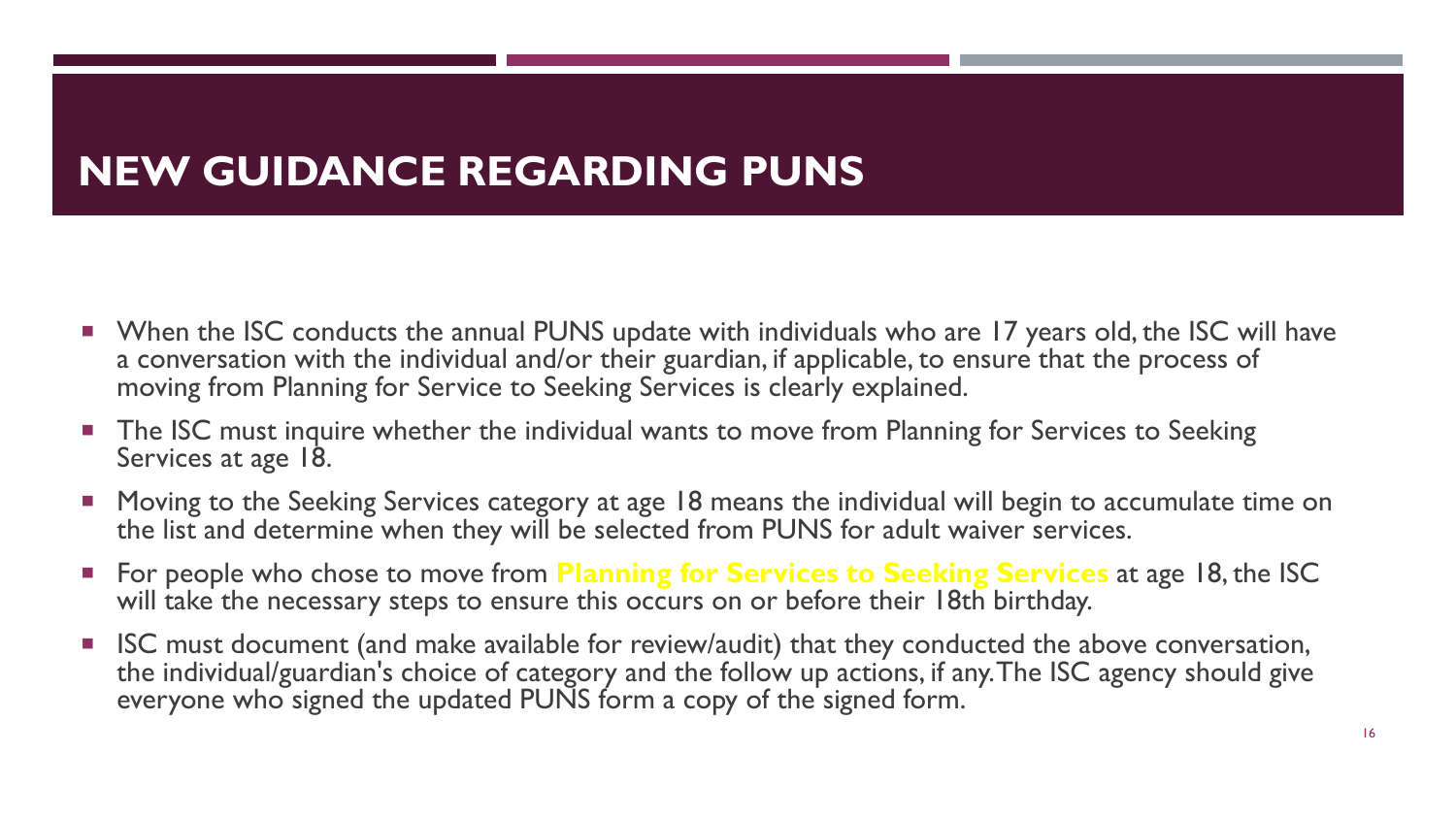# NEW GUIDANCE REGARDING PUNS

- When the ISC conducts the annual PUNS update with individuals who are 17 years old, the ISC will have a conversation with the individual and/or their guardian, if applicable, to ensure that the process of moving from Planning for Service to Seeking Services is clearly explained.
- The ISC must inquire whether the individual wants to move from Planning for Services to Seeking Services at age 18.
- Moving to the Seeking Services category at age 18 means the individual will begin to accumulate time on the list and determine when they will be selected from PUNS for adult waiver services.
- For people who chose to move from **Planning for Services to Seeking Services** at age 18, the ISC will take the necessary steps to ensure this occurs on or before their 18th birthday.
- ISC must document (and make available for review/audit) that they conducted the above conversation, the individual/guardian's choice of category and the follow up actions, if any. The ISC agency should give everyone who signed the updated PUNS form a copy of the signed form.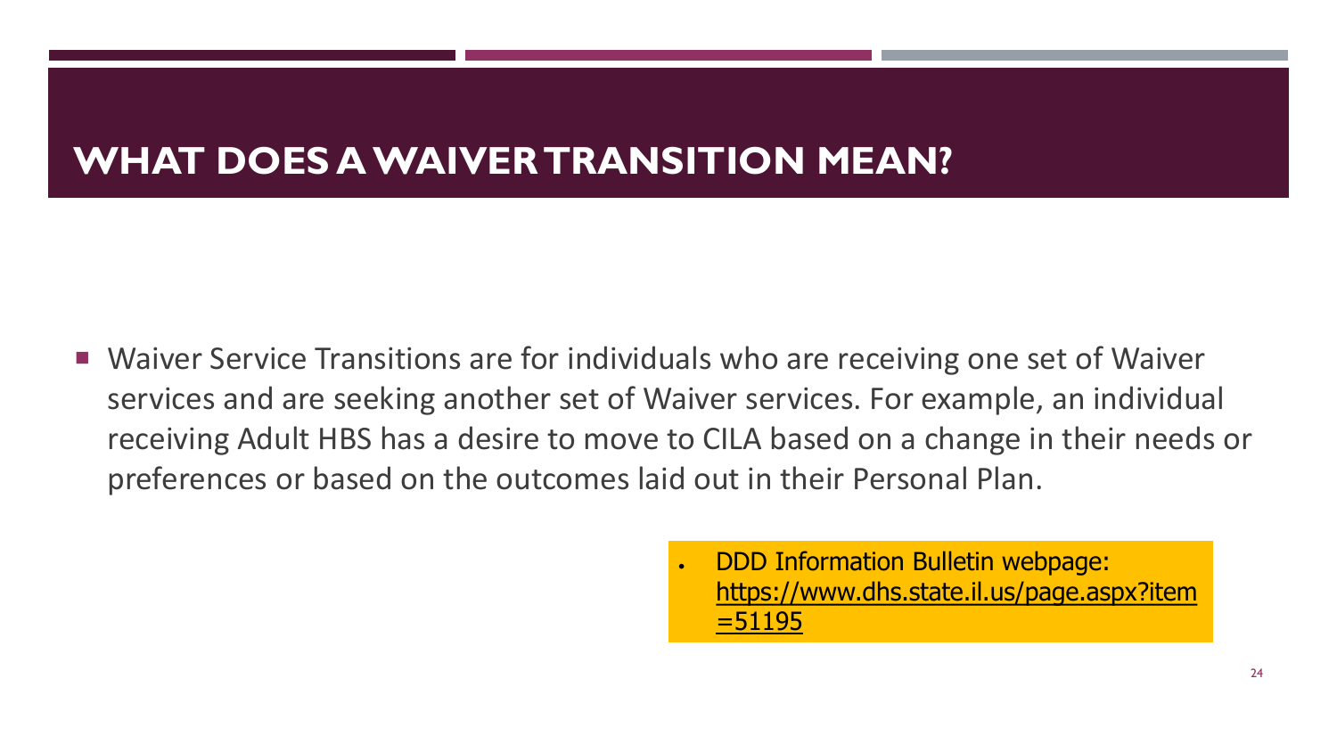# WHAT DOES A WAIVER TRANSITION MEAN?

- Waiver Service Transitions are for individuals who are receiving one set of Waiver services and are seeking another set of Waiver services. For example, an individual receiving Adult HBS has a desire to move to CILA based on a change in their needs or preferences or based on the outcomes laid out in their Personal Plan.

- DDD Information Bulletin webpage: https://www.dhs.state.il.us/page.aspx?item=51195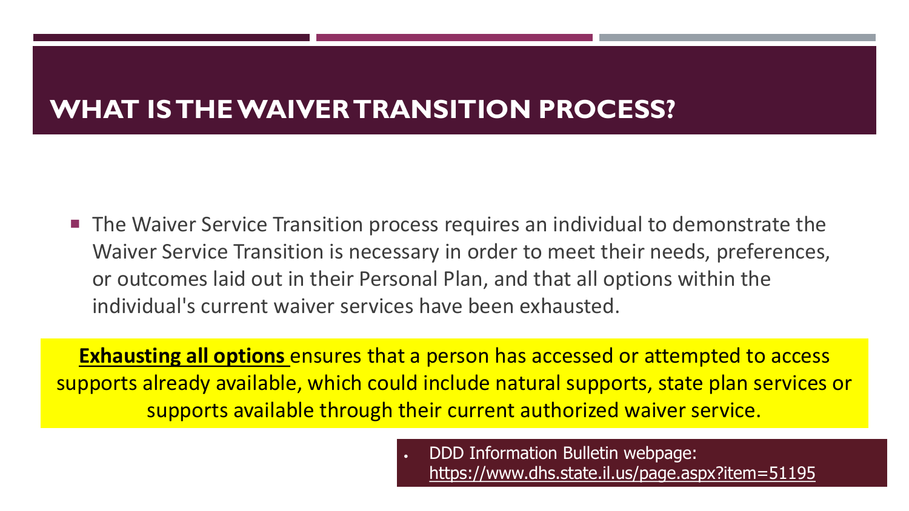# WHAT IS THE WAIVER TRANSITION PROCESS?

- The Waiver Service Transition process requires an individual to demonstrate the Waiver Service Transition is necessary in order to meet their needs, preferences, or outcomes laid out in their Personal Plan, and that all options within the individual's current waiver services have been exhausted.

**Exhausting all options** ensures that a person has accessed or attempted to access supports already available, which could include natural supports, state plan services or supports available through their current authorized waiver service.

- DDD Information Bulletin webpage: https://www.dhs.state.il.us/page.aspx?item=51195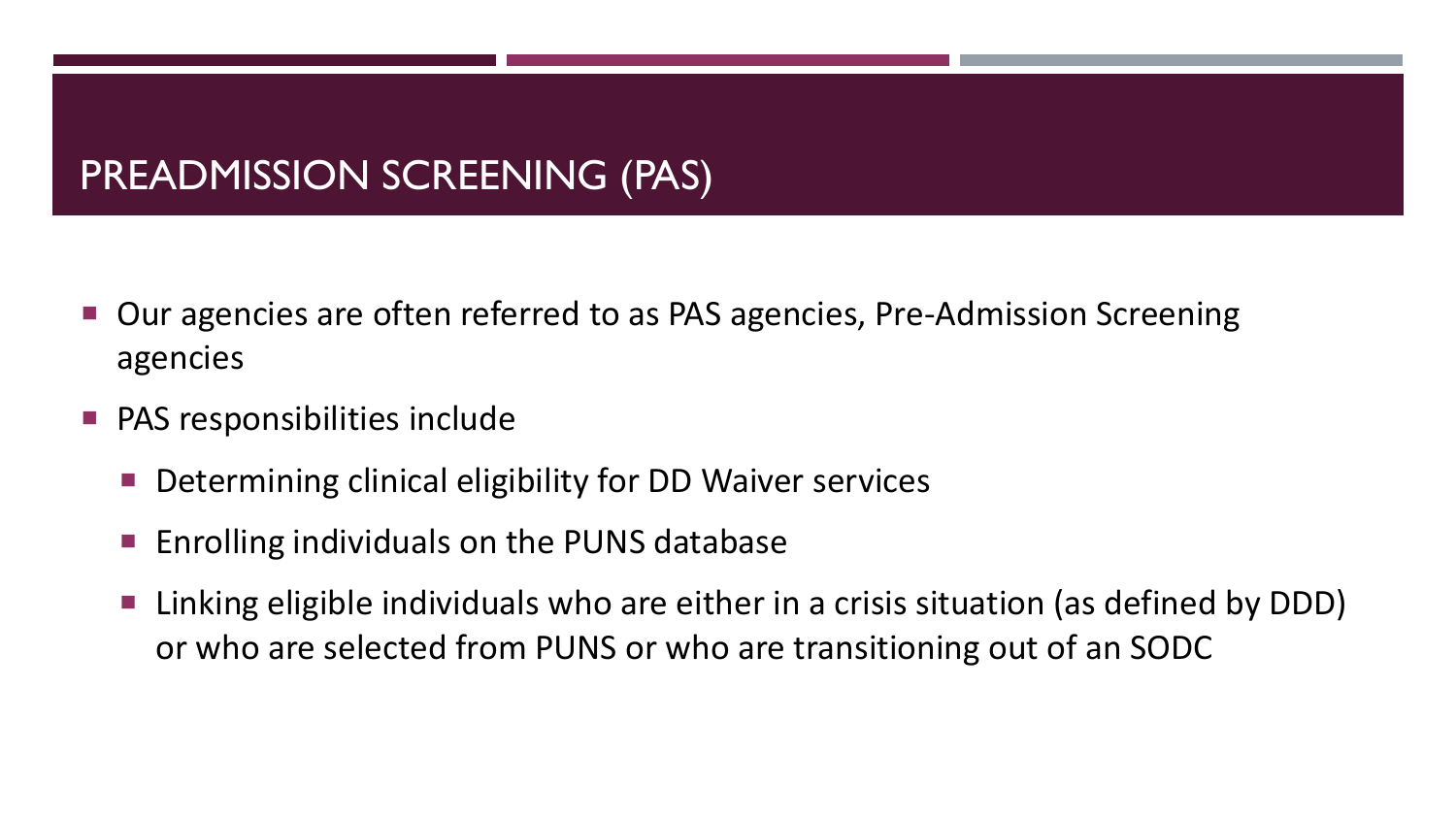# PREADMISSION SCREENING (PAS)

- Our agencies are often referred to as PAS agencies, Pre-Admission Screening agencies
- PAS responsibilities include
  - Determining clinical eligibility for DD Waiver services
  - Enrolling individuals on the PUNS database
  - Linking eligible individuals who are either in a crisis situation (as defined by DDD) or who are selected from PUNS or who are transitioning out of an SODC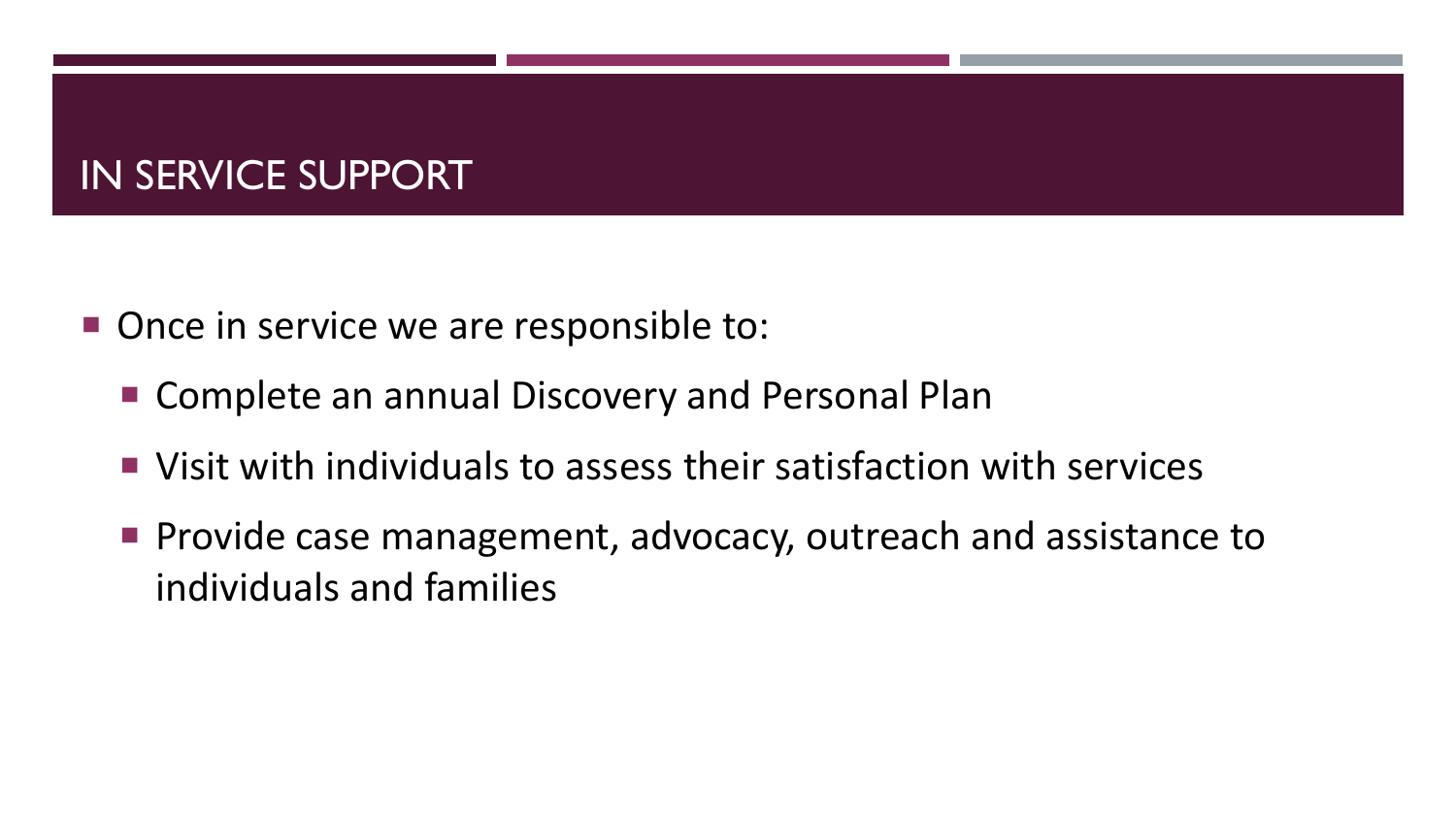# IN SERVICE SUPPORT

- Once in service we are responsible to:
  - Complete an annual Discovery and Personal Plan
  - Visit with individuals to assess their satisfaction with services
  - Provide case management, advocacy, outreach and assistance to individuals and families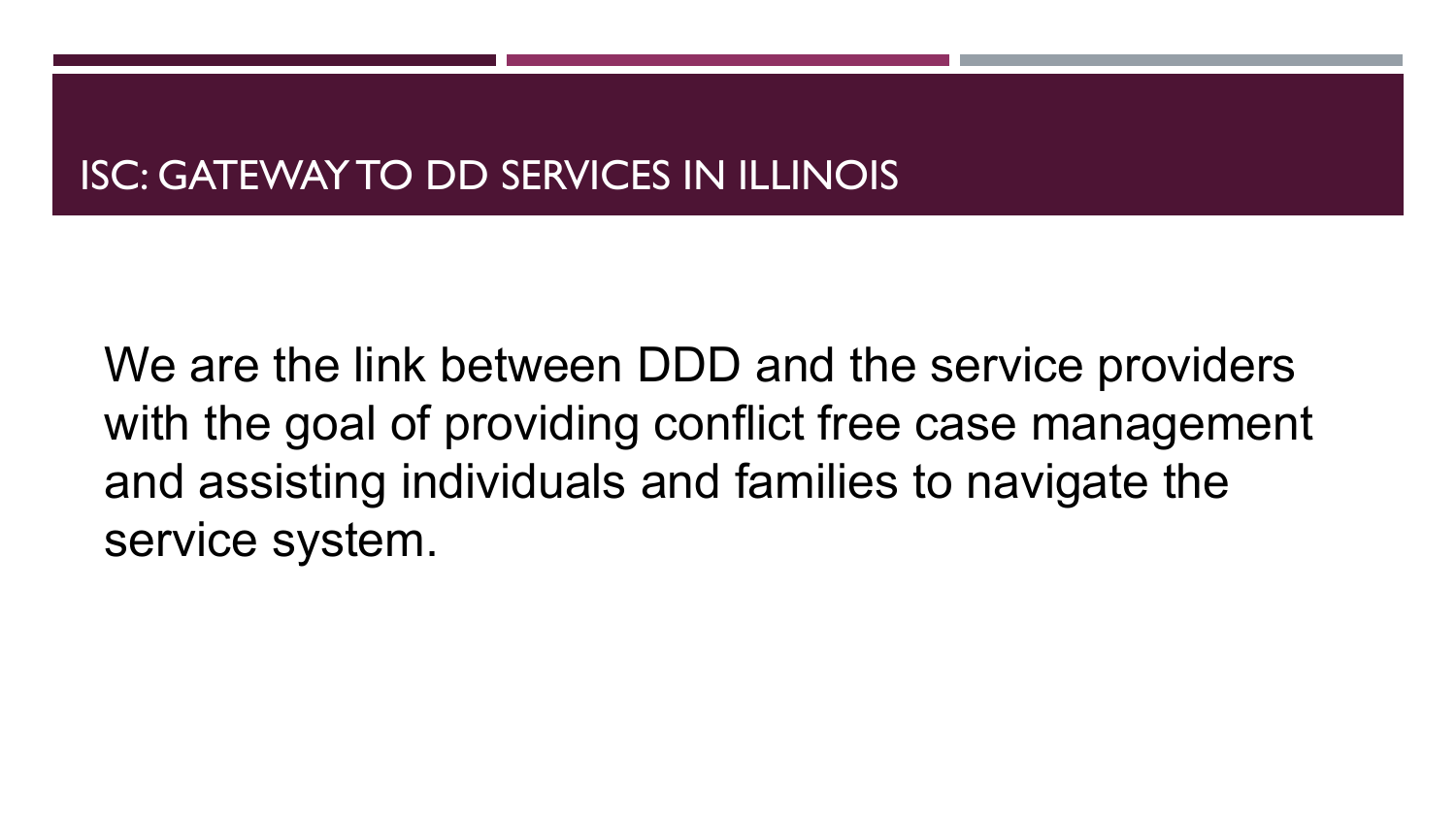## ISC: GATEWAY TO DD SERVICES IN ILLINOIS

We are the link between DDD and the service providers with the goal of providing conflict free case management and assisting individuals and families to navigate the service system.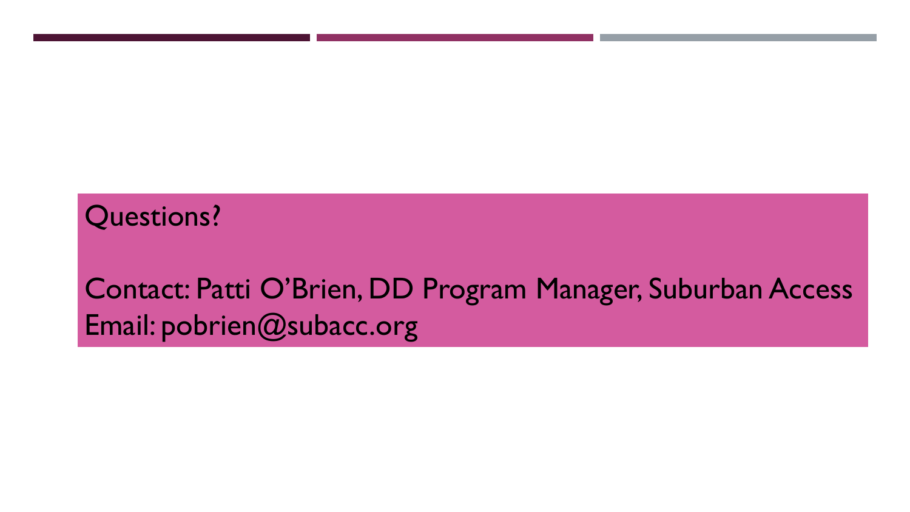Questions?

Contact: Patti O'Brien, DD Program Manager, Suburban Access
Email: pobrien@subacc.org